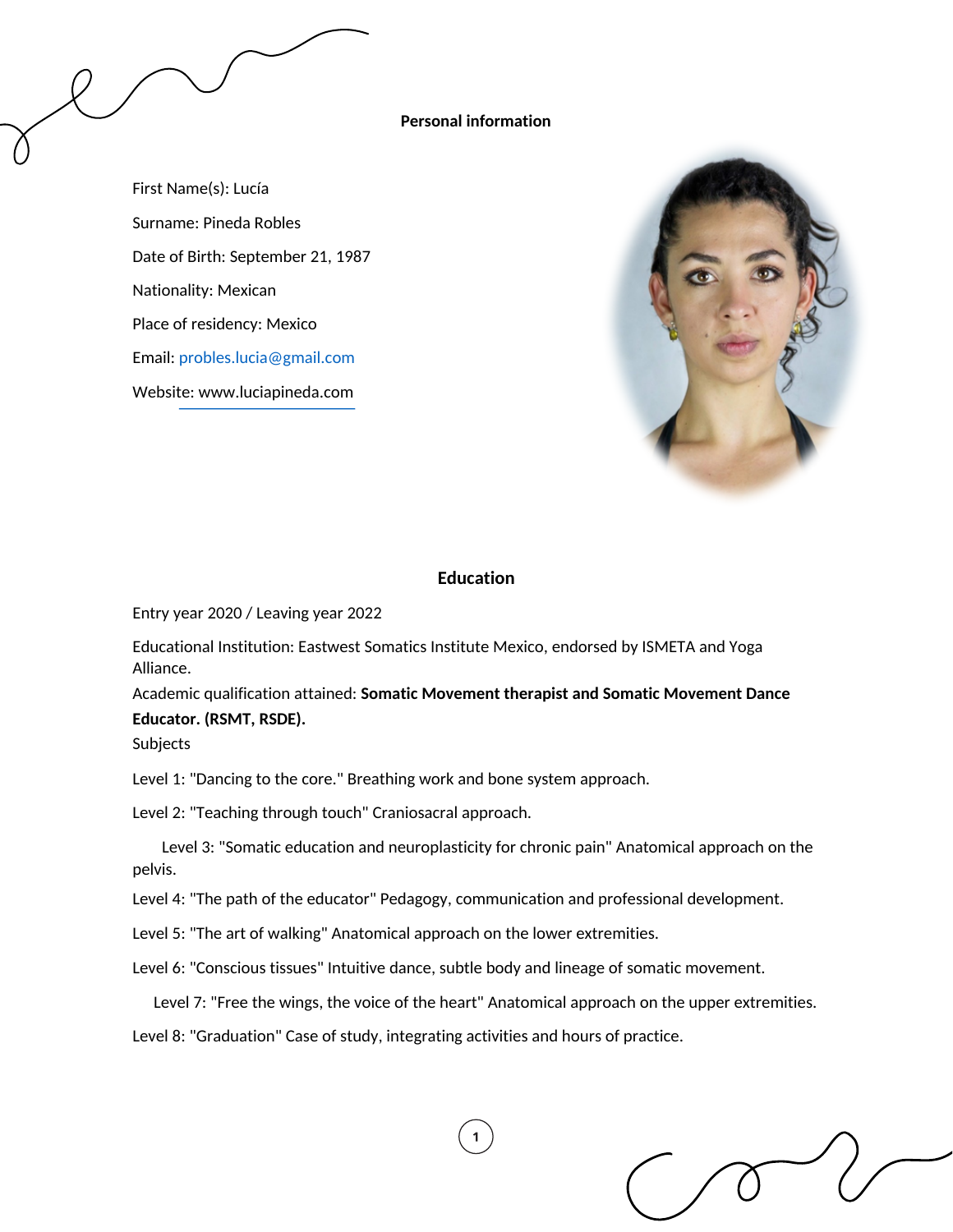## Personal information

First Name(s): Lucía

Surname: Pineda Robles

Date of Birth: September 21, 1987

Nationality: Mexican

Place of residency: Mexico

Email: probles.lucia@gmail.com

Website: www.luciapineda.com

## Education

Entry year 2020 / Leaving year 2022

Educational Institution: Eastwest Somatics Institute Mexico, endorsed by ISMETA and Yoga Alliance.

Academic qualification attained: **Somatic Movement therapist and Somatic Movement Dance Educator. (RSMT, RSDE).**

Subjects

Level 1: "Dancing to the core." Breathing work and bone system approach.

Level 2: "Teaching through touch" Craniosacral approach.

Level 3: "Somatic education and neuroplasticity for chronic pain" Anatomical approach on the pelvis.

Level 4: "The path of the educator" Pedagogy, communication and professional development.

Level 5: "The art of walking" Anatomical approach on the lower extremities.

Level 6: "Conscious tissues" Intuitive dance, subtle body and lineage of somatic movement.

Level 7: "Free the wings, the voice of the heart" Anatomical approach on the upper extremities.

Level 8: "Graduation" Case of study, integrating activities and hours of practice.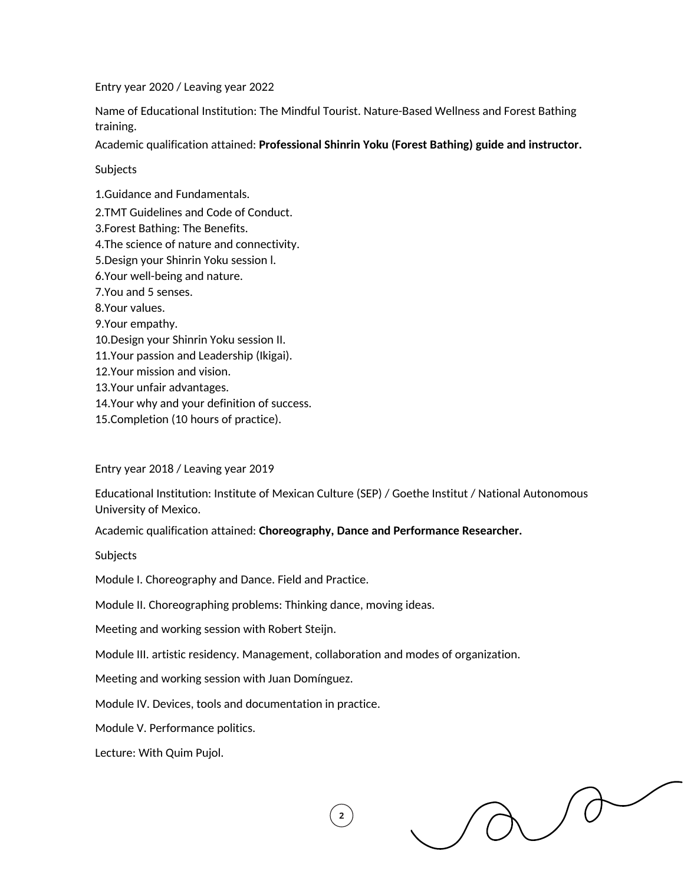Entry year 2020 / Leaving year 2022

Name of Educational Institution: The Mindful Tourist. Nature-Based Wellness and Forest Bathing training.

Academic qualification attained: **Professional Shinrin Yoku (Forest Bathing) guide and instructor.**

Subjects

1.Guidance and Fundamentals.
2.TMT Guidelines and Code of Conduct.
3.Forest Bathing: The Benefits.
4.The science of nature and connectivity.
5.Design your Shinrin Yoku session l.
6.Your well-being and nature.
7.You and 5 senses.
8.Your values.
9.Your empathy.
10.Design your Shinrin Yoku session II.
11.Your passion and Leadership (Ikigai).
12.Your mission and vision.
13.Your unfair advantages.
14.Your why and your definition of success.
15.Completion (10 hours of practice).

Entry year 2018 / Leaving year 2019

Educational Institution: Institute of Mexican Culture (SEP) / Goethe Institut / National Autonomous University of Mexico.

Academic qualification attained: **Choreography, Dance and Performance Researcher.**

Subjects

Module I. Choreography and Dance. Field and Practice.

Module II. Choreographing problems: Thinking dance, moving ideas.

Meeting and working session with Robert Steijn.

Module III. artistic residency. Management, collaboration and modes of organization.

Meeting and working session with Juan Domínguez.

Module IV. Devices, tools and documentation in practice.

Module V. Performance politics.

Lecture: With Quim Pujol.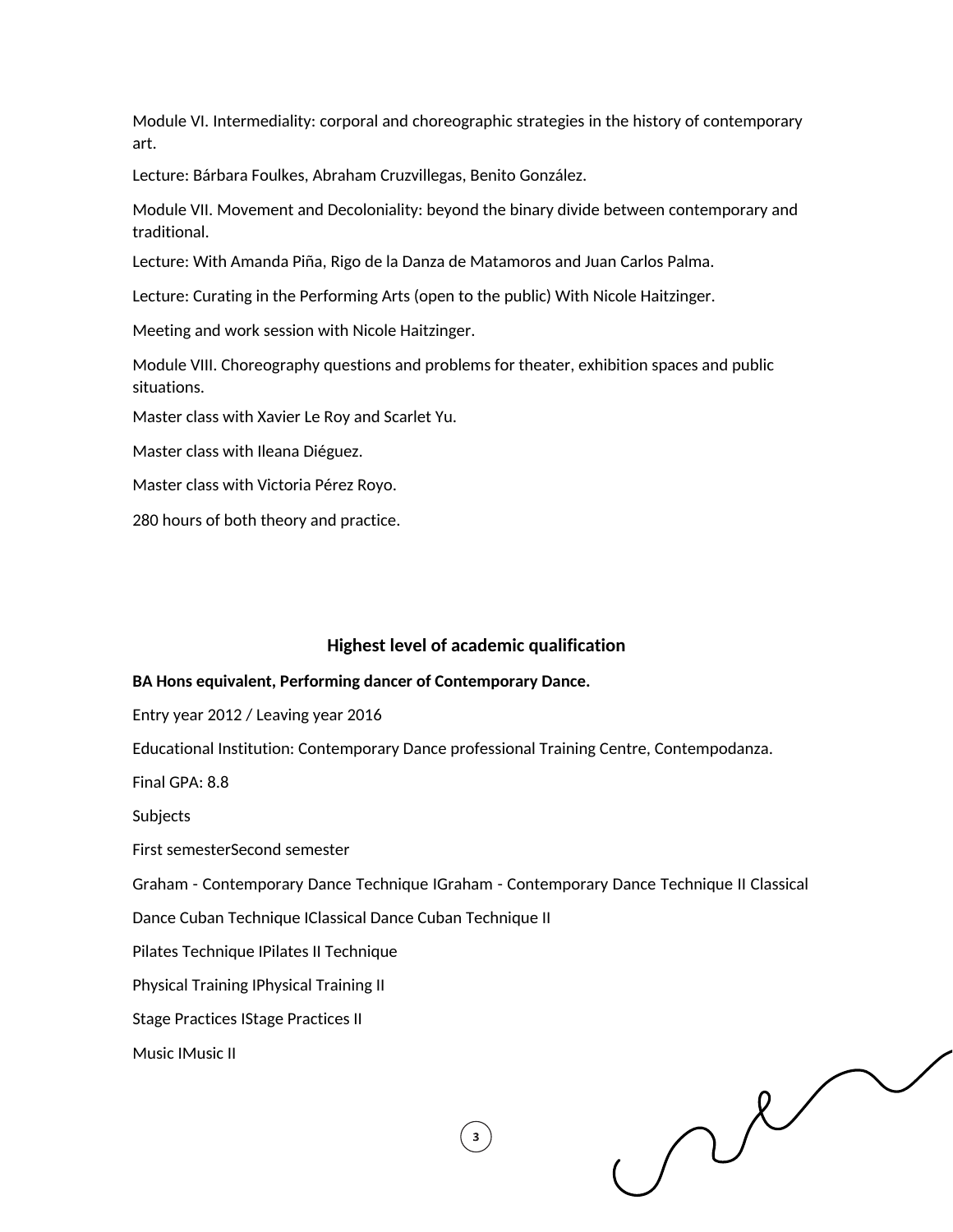Module VI. Intermediality: corporal and choreographic strategies in the history of contemporary art.

Lecture: Bárbara Foulkes, Abraham Cruzvillegas, Benito González.

Module VII. Movement and Decoloniality: beyond the binary divide between contemporary and traditional.

Lecture: With Amanda Piña, Rigo de la Danza de Matamoros and Juan Carlos Palma.

Lecture: Curating in the Performing Arts (open to the public) With Nicole Haitzinger.

Meeting and work session with Nicole Haitzinger.

Module VIII. Choreography questions and problems for theater, exhibition spaces and public situations.

Master class with Xavier Le Roy and Scarlet Yu.

Master class with Ileana Diéguez.

Master class with Victoria Pérez Royo.

280 hours of both theory and practice.

## Highest level of academic qualification

**BA Hons equivalent, Performing dancer of Contemporary Dance.**

Entry year 2012 / Leaving year 2016

Educational Institution: Contemporary Dance professional Training Centre, Contempodanza.

Final GPA: 8.8

Subjects

| First semester | Second semester |
| --- | --- |
| Graham - Contemporary Dance Technique I | Graham - Contemporary Dance Technique II |
| Classical Dance Cuban Technique I | Classical Dance Cuban Technique II |
| Pilates Technique I | Pilates II Technique |
| Physical Training I | Physical Training II |
| Stage Practices I | Stage Practices II |
| Music I | Music II |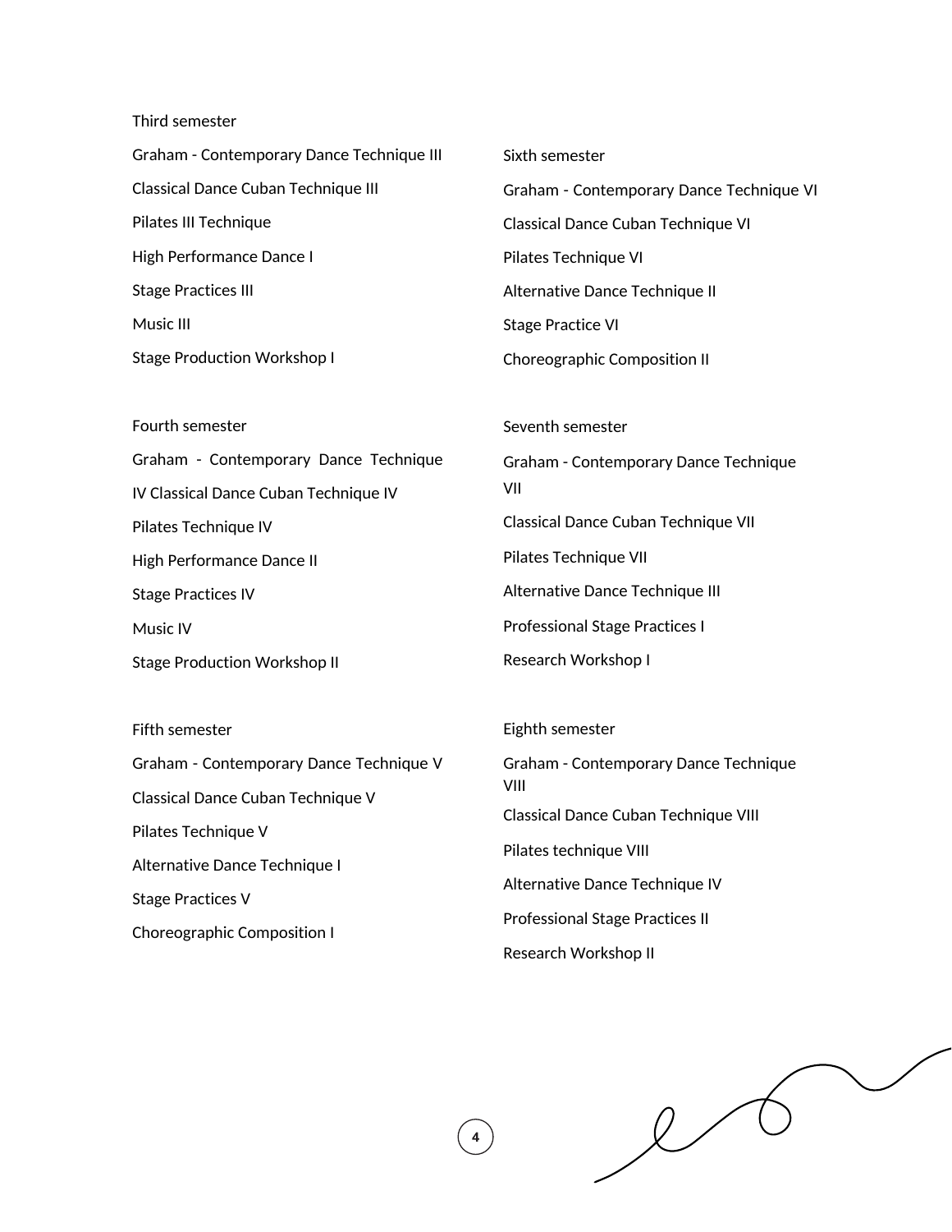Third semester

Graham - Contemporary Dance Technique III

Classical Dance Cuban Technique III

Pilates III Technique

High Performance Dance I

Stage Practices III

Music III

Stage Production Workshop I

Fourth semester

Graham - Contemporary Dance Technique IV

Classical Dance Cuban Technique IV

Pilates Technique IV

High Performance Dance II

Stage Practices IV

Music IV

Stage Production Workshop II

Fifth semester

Graham - Contemporary Dance Technique V

Classical Dance Cuban Technique V

Pilates Technique V

Alternative Dance Technique I

Stage Practices V

Choreographic Composition I

Sixth semester

Graham - Contemporary Dance Technique VI

Classical Dance Cuban Technique VI

Pilates Technique VI

Alternative Dance Technique II

Stage Practice VI

Choreographic Composition II

Seventh semester

Graham - Contemporary Dance Technique VII

Classical Dance Cuban Technique VII

Pilates Technique VII

Alternative Dance Technique III

Professional Stage Practices I

Research Workshop I

Eighth semester

Graham - Contemporary Dance Technique VIII

Classical Dance Cuban Technique VIII

Pilates technique VIII

Alternative Dance Technique IV

Professional Stage Practices II

Research Workshop II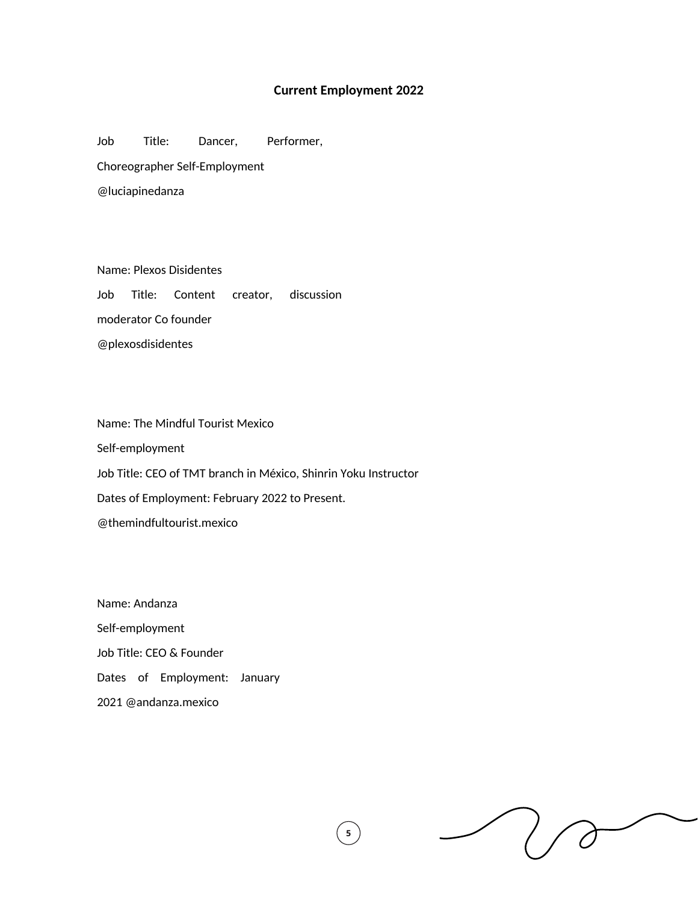## Current Employment 2022

Job Title: Dancer, Performer, Choreographer Self-Employment
@luciapinedanza

Name: Plexos Disidentes
Job Title: Content creator, discussion moderator Co founder
@plexosdisidentes

Name: The Mindful Tourist Mexico
Self-employment
Job Title: CEO of TMT branch in México, Shinrin Yoku Instructor
Dates of Employment: February 2022 to Present.
@themindfultourist.mexico

Name: Andanza
Self-employment
Job Title: CEO & Founder
Dates of Employment: January 2021 @andanza.mexico